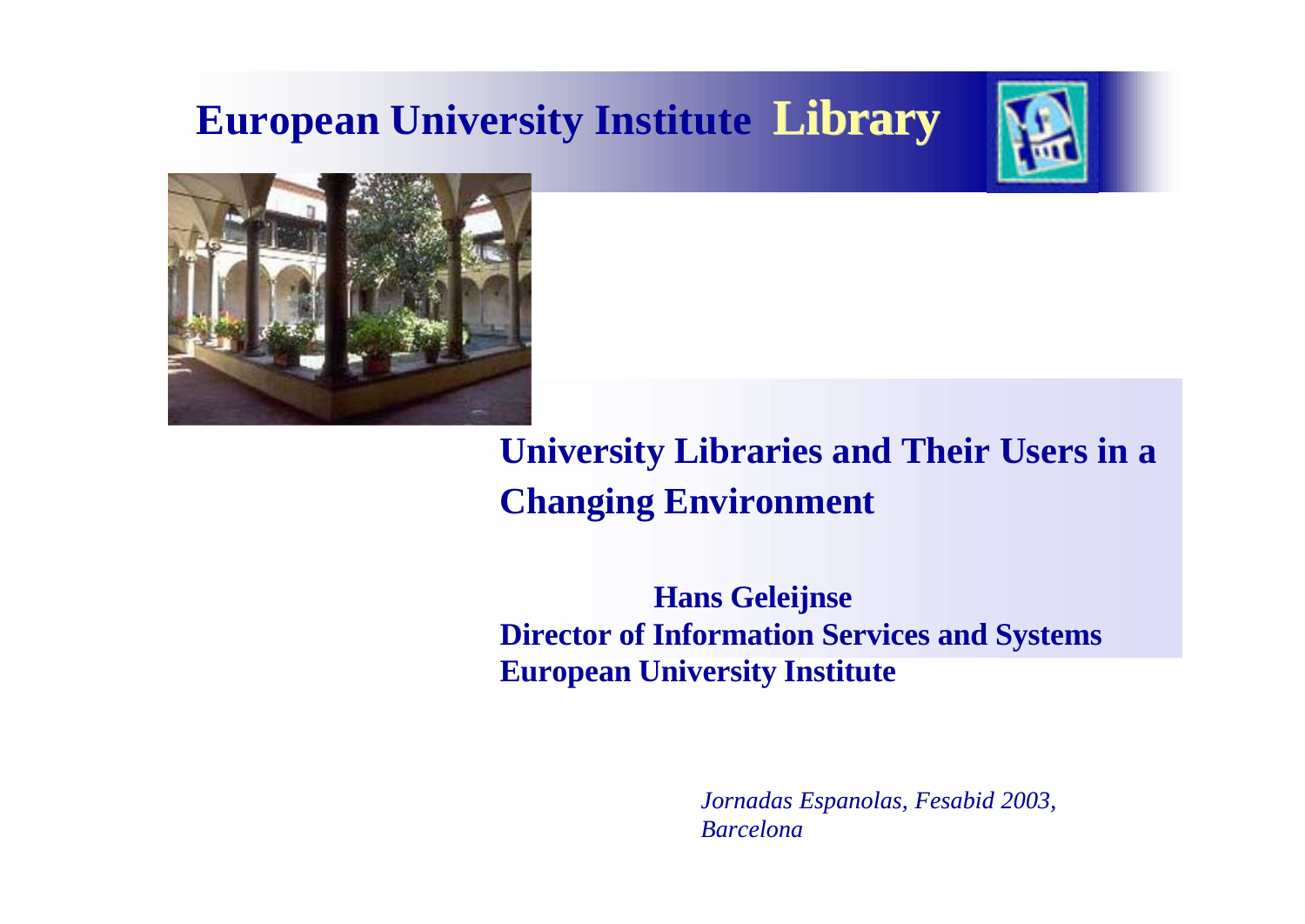# European University Institute **Library**

## University Libraries and Their Users in a Changing Environment

**Hans Geleijnse**
**Director of Information Services and Systems**
**European University Institute**

*Jornadas Espanolas, Fesabid 2003, Barcelona*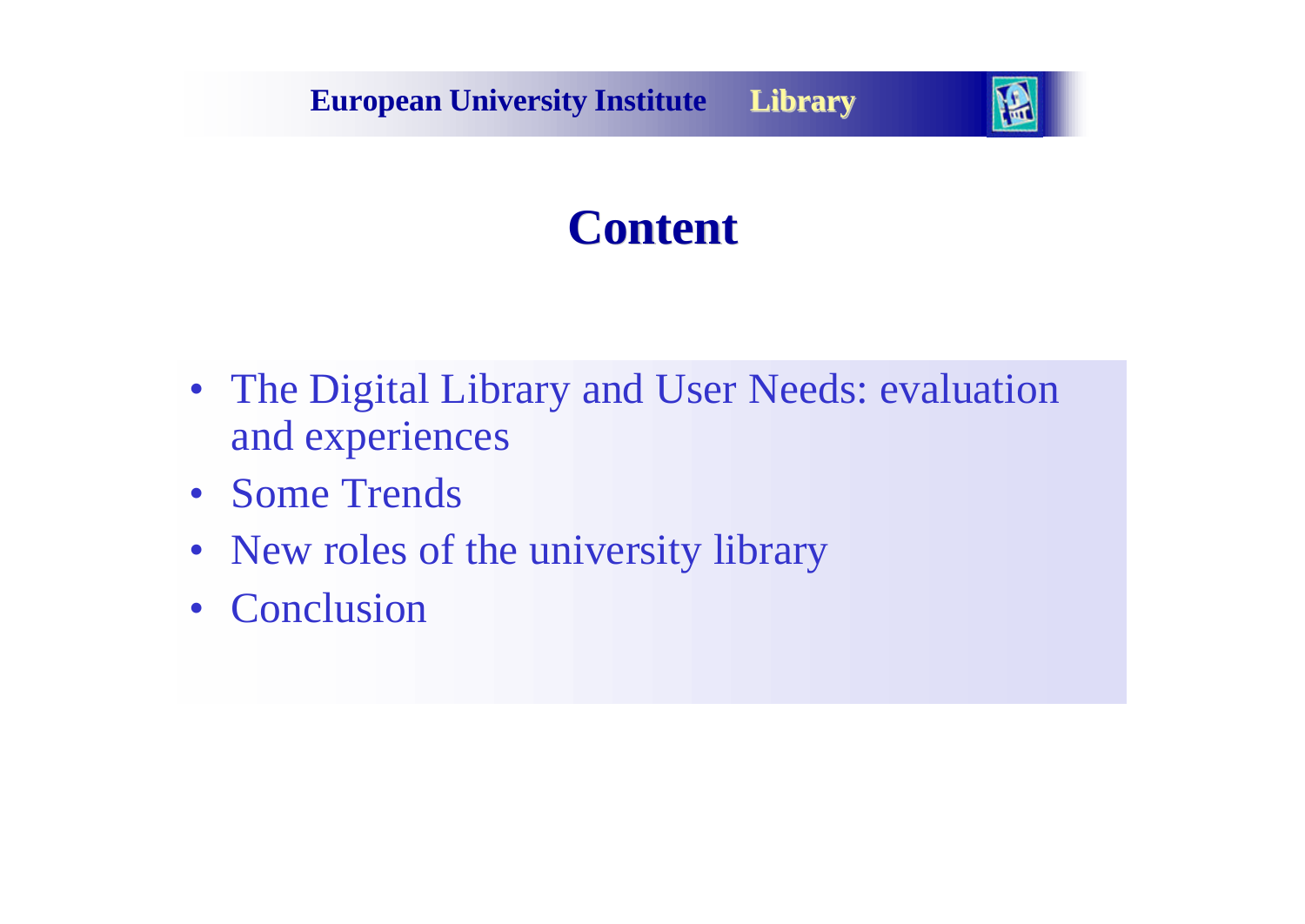# Content

- The Digital Library and User Needs: evaluation and experiences
- Some Trends
- New roles of the university library
- Conclusion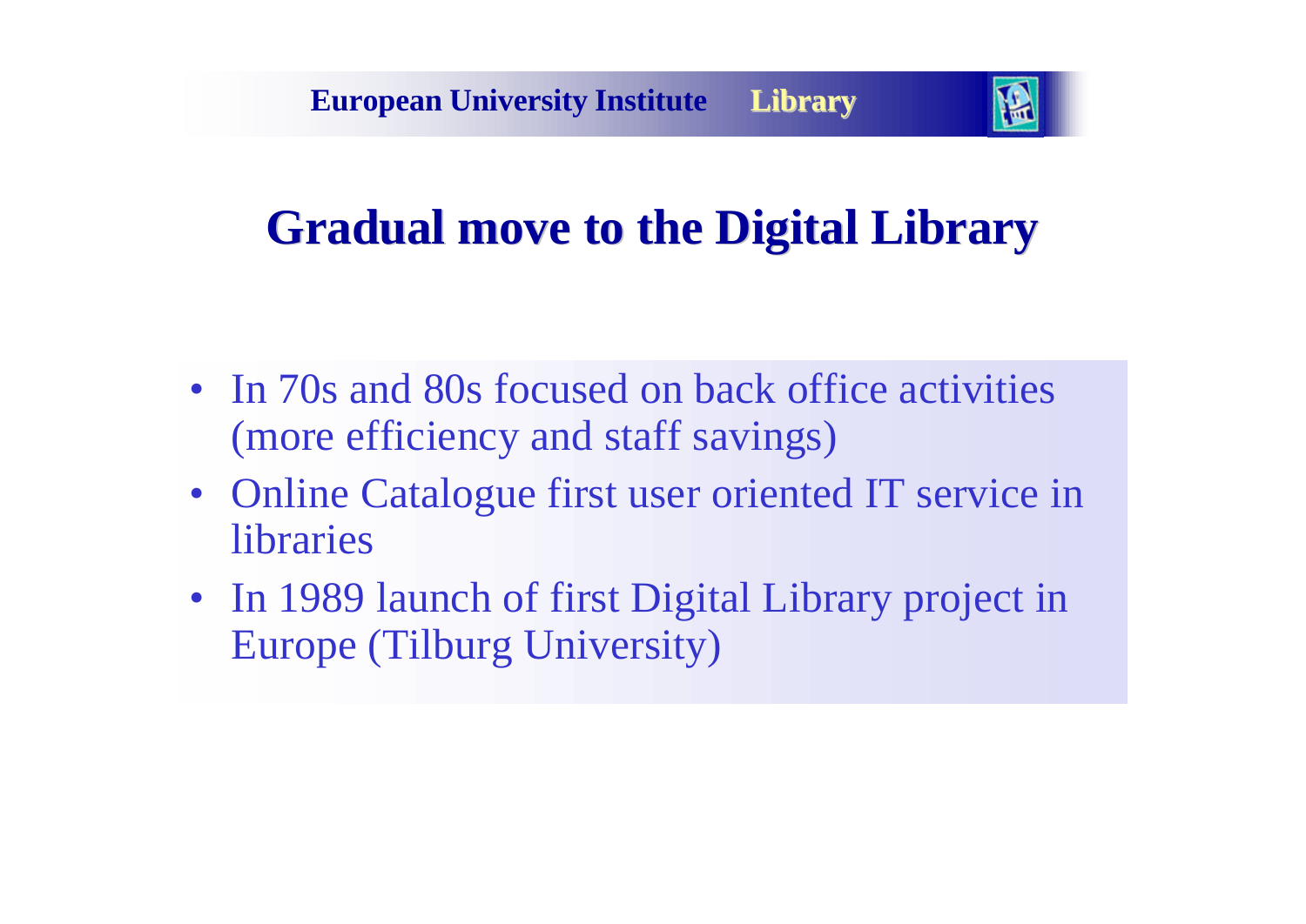# Gradual move to the Digital Library

- In 70s and 80s focused on back office activities (more efficiency and staff savings)
- Online Catalogue first user oriented IT service in libraries
- In 1989 launch of first Digital Library project in Europe (Tilburg University)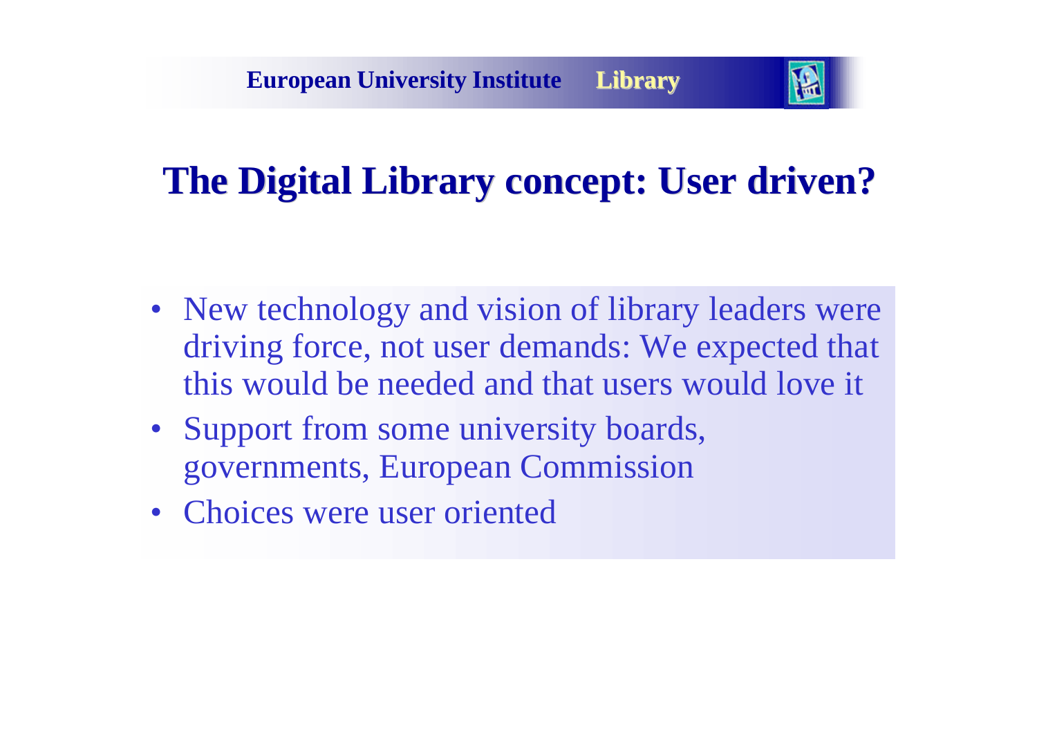# The Digital Library concept: User driven?

- New technology and vision of library leaders were driving force, not user demands: We expected that this would be needed and that users would love it
- Support from some university boards, governments, European Commission
- Choices were user oriented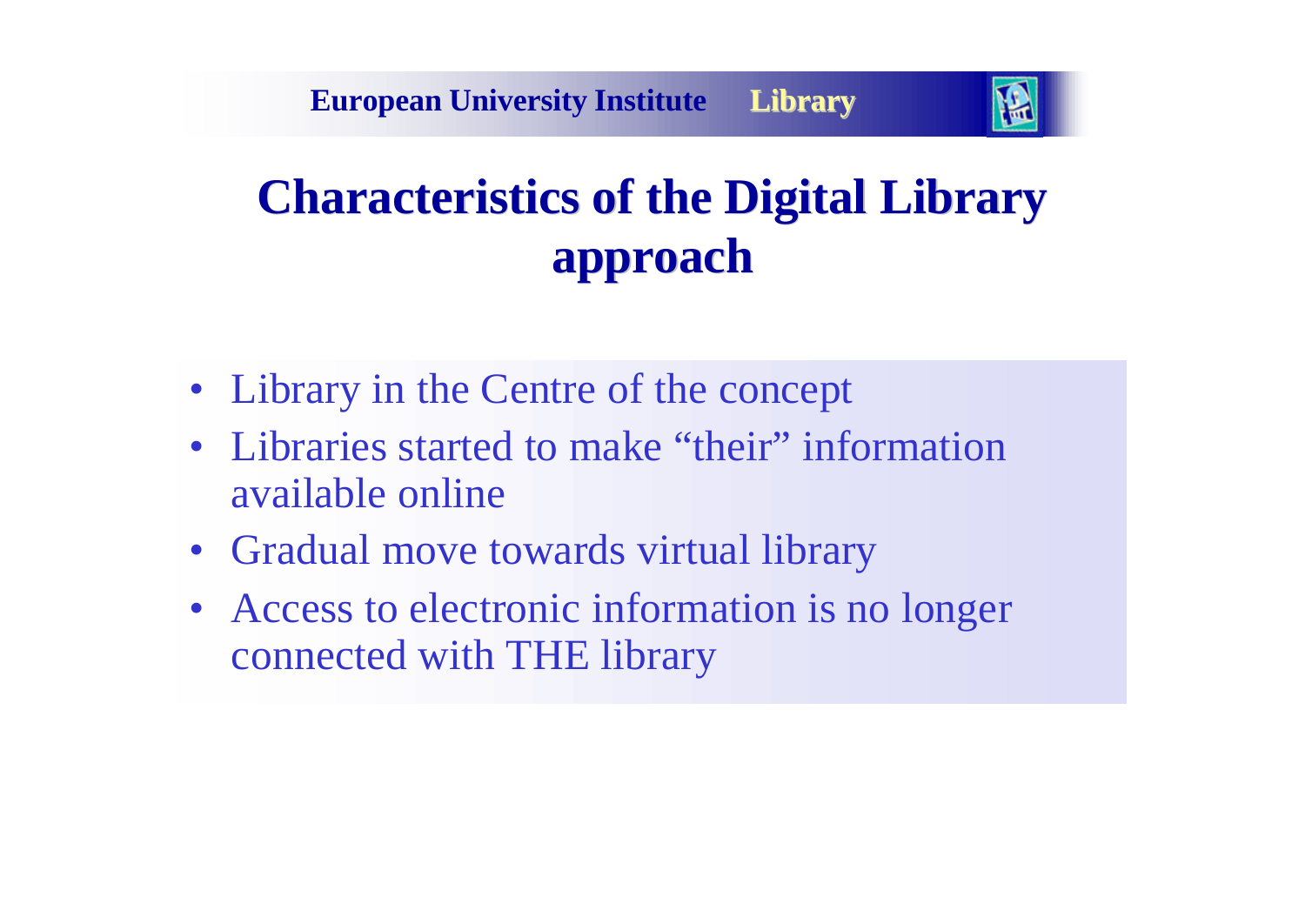# Characteristics of the Digital Library approach

- Library in the Centre of the concept
- Libraries started to make “their” information available online
- Gradual move towards virtual library
- Access to electronic information is no longer connected with THE library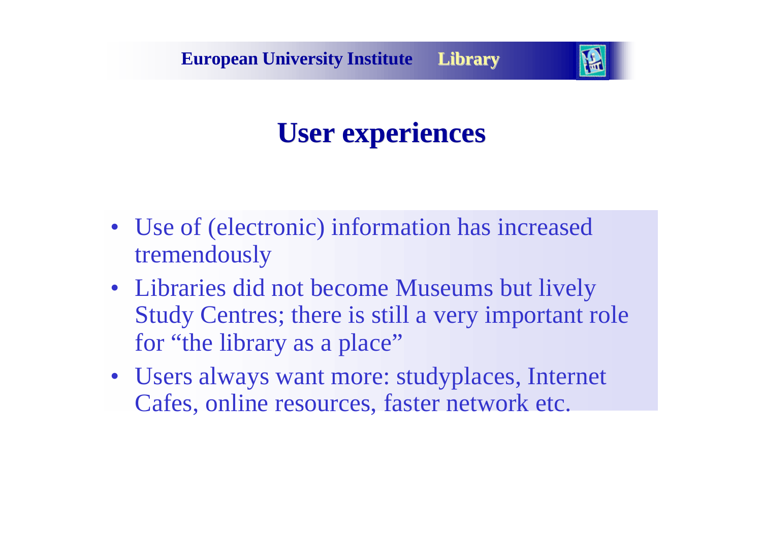# User experiences

- Use of (electronic) information has increased tremendously
- Libraries did not become Museums but lively Study Centres; there is still a very important role for "the library as a place"
- Users always want more: studyplaces, Internet Cafes, online resources, faster network etc.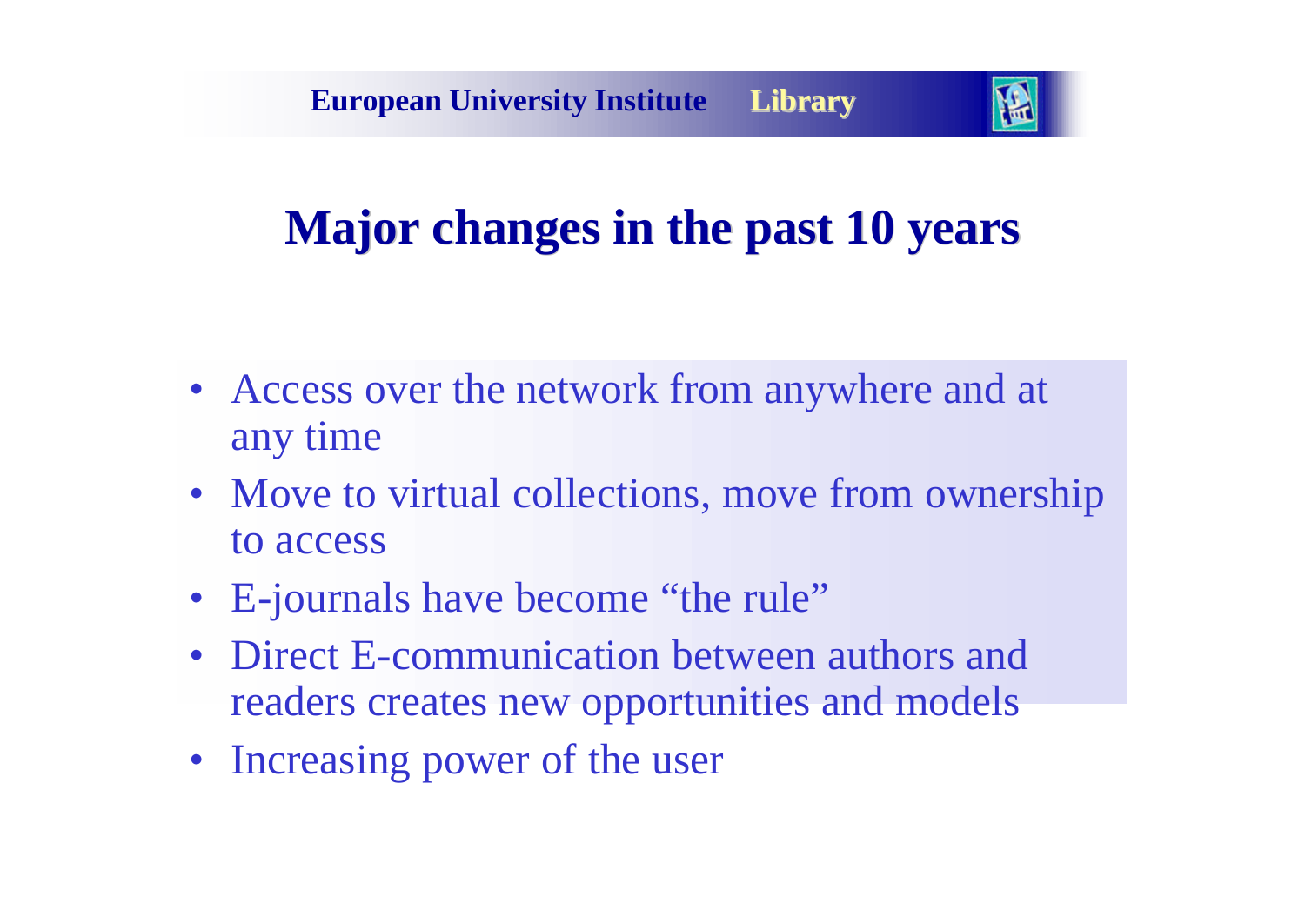# Major changes in the past 10 years

- Access over the network from anywhere and at any time
- Move to virtual collections, move from ownership to access
- E-journals have become "the rule"
- Direct E-communication between authors and readers creates new opportunities and models
- Increasing power of the user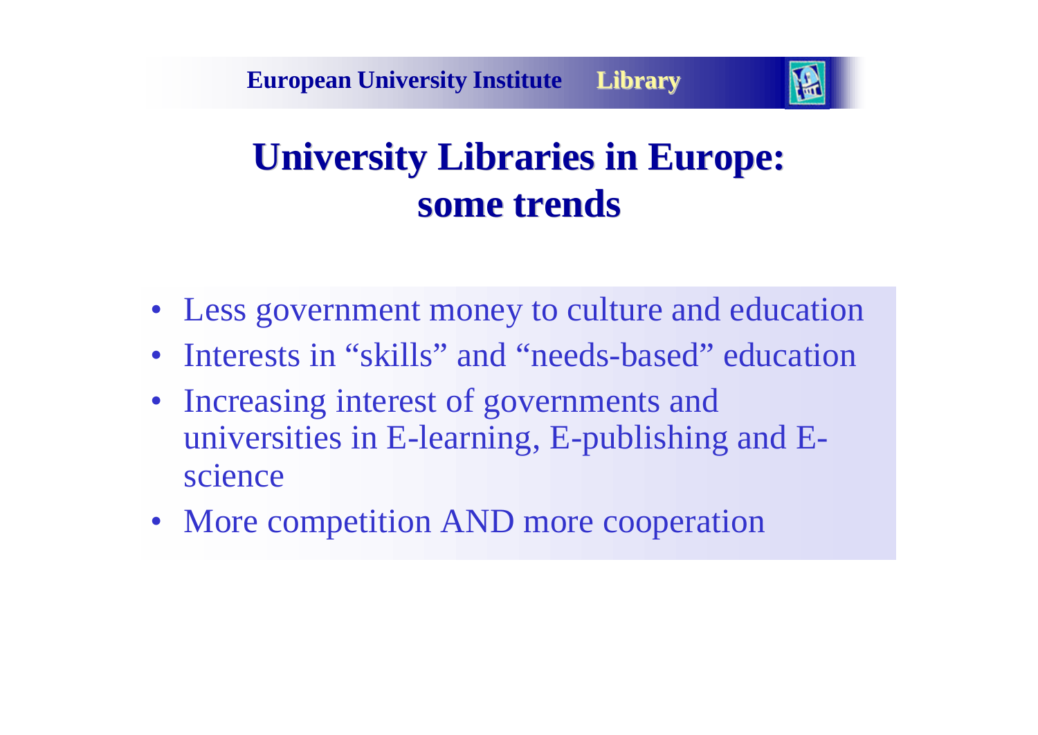# University Libraries in Europe: some trends

- Less government money to culture and education
- Interests in “skills” and “needs-based” education
- Increasing interest of governments and universities in E-learning, E-publishing and E-science
- More competition AND more cooperation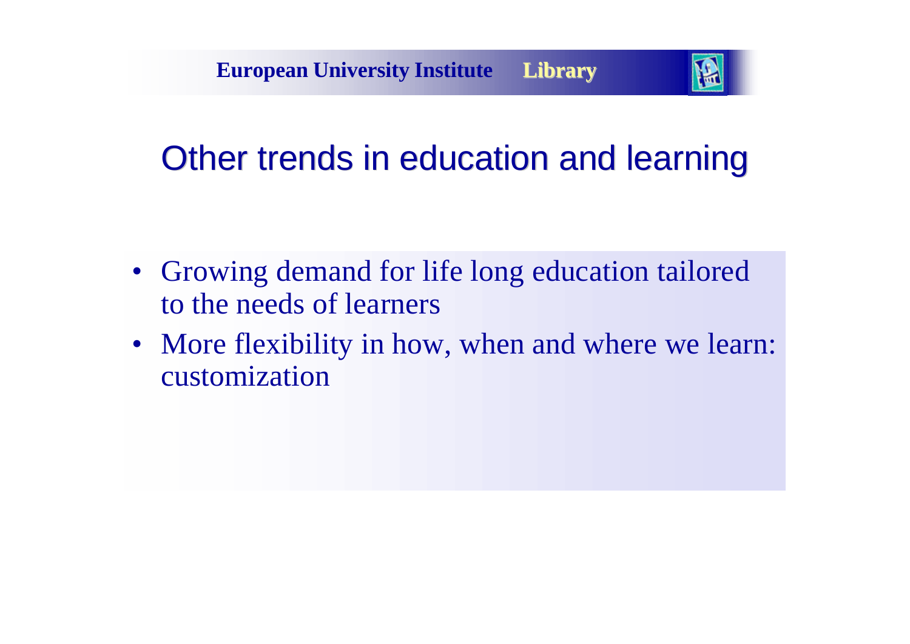# Other trends in education and learning

- Growing demand for life long education tailored to the needs of learners
- More flexibility in how, when and where we learn: customization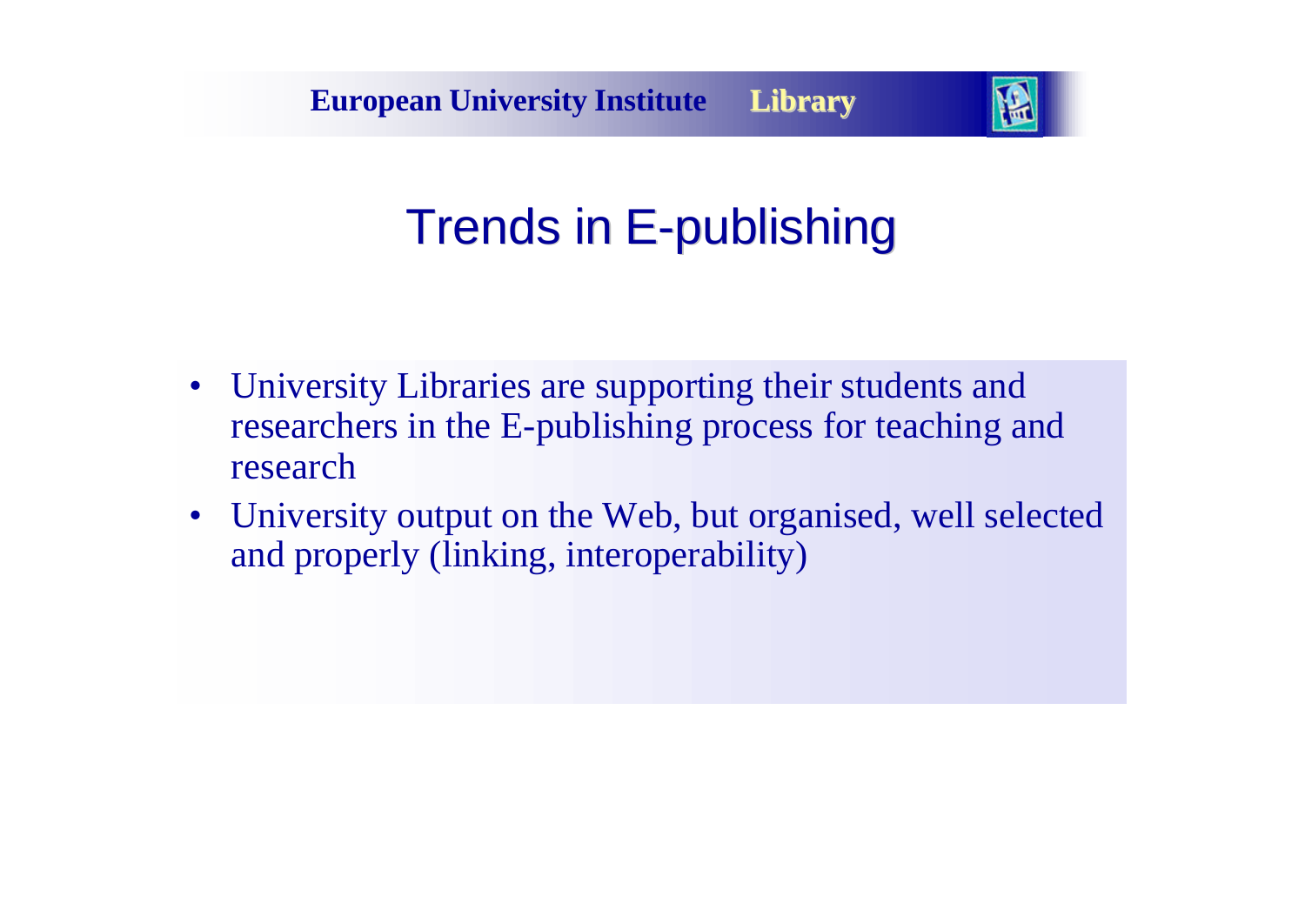# Trends in E-publishing

- University Libraries are supporting their students and researchers in the E-publishing process for teaching and research
- University output on the Web, but organised, well selected and properly (linking, interoperability)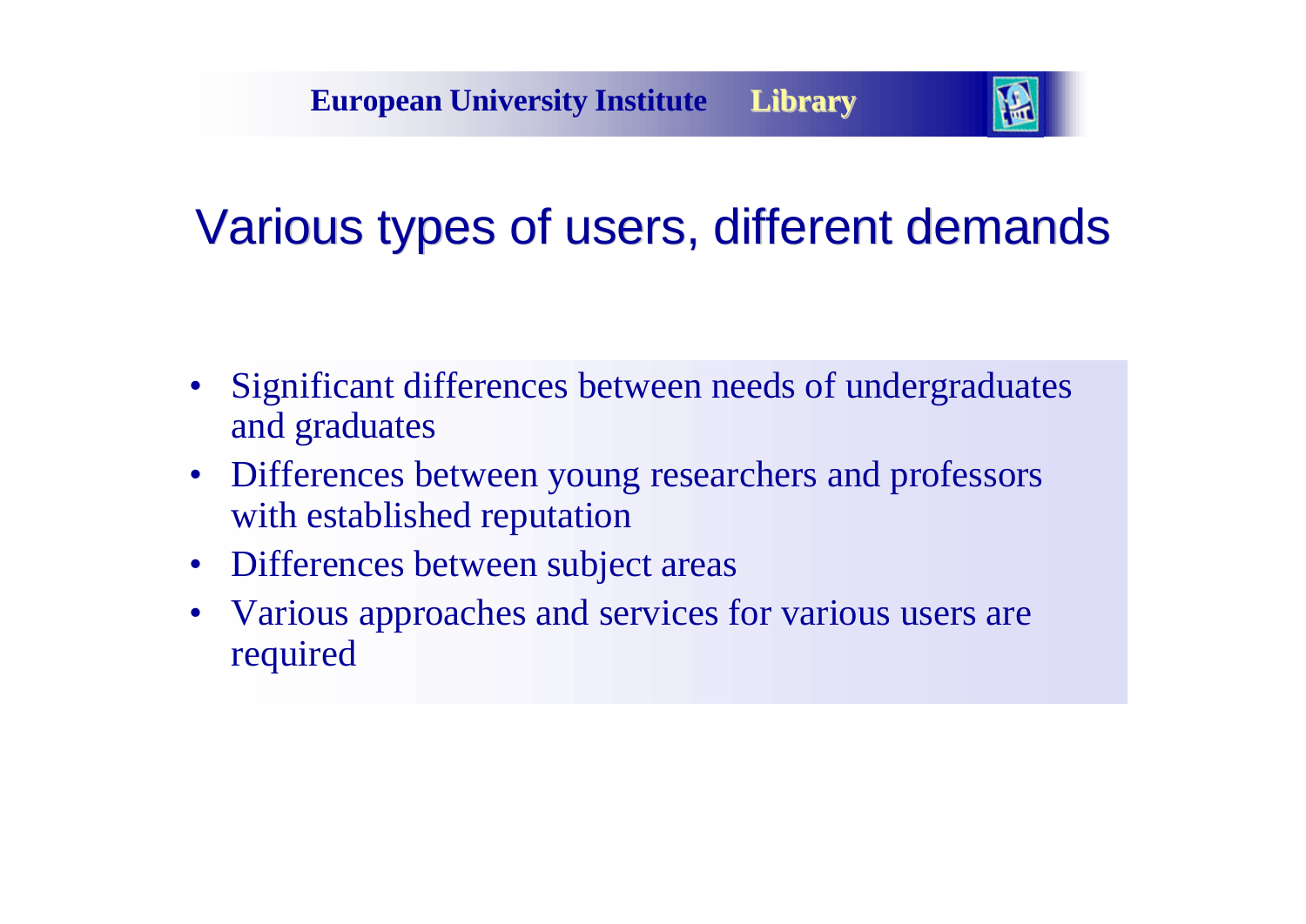# Various types of users, different demands

- Significant differences between needs of undergraduates and graduates
- Differences between young researchers and professors with established reputation
- Differences between subject areas
- Various approaches and services for various users are required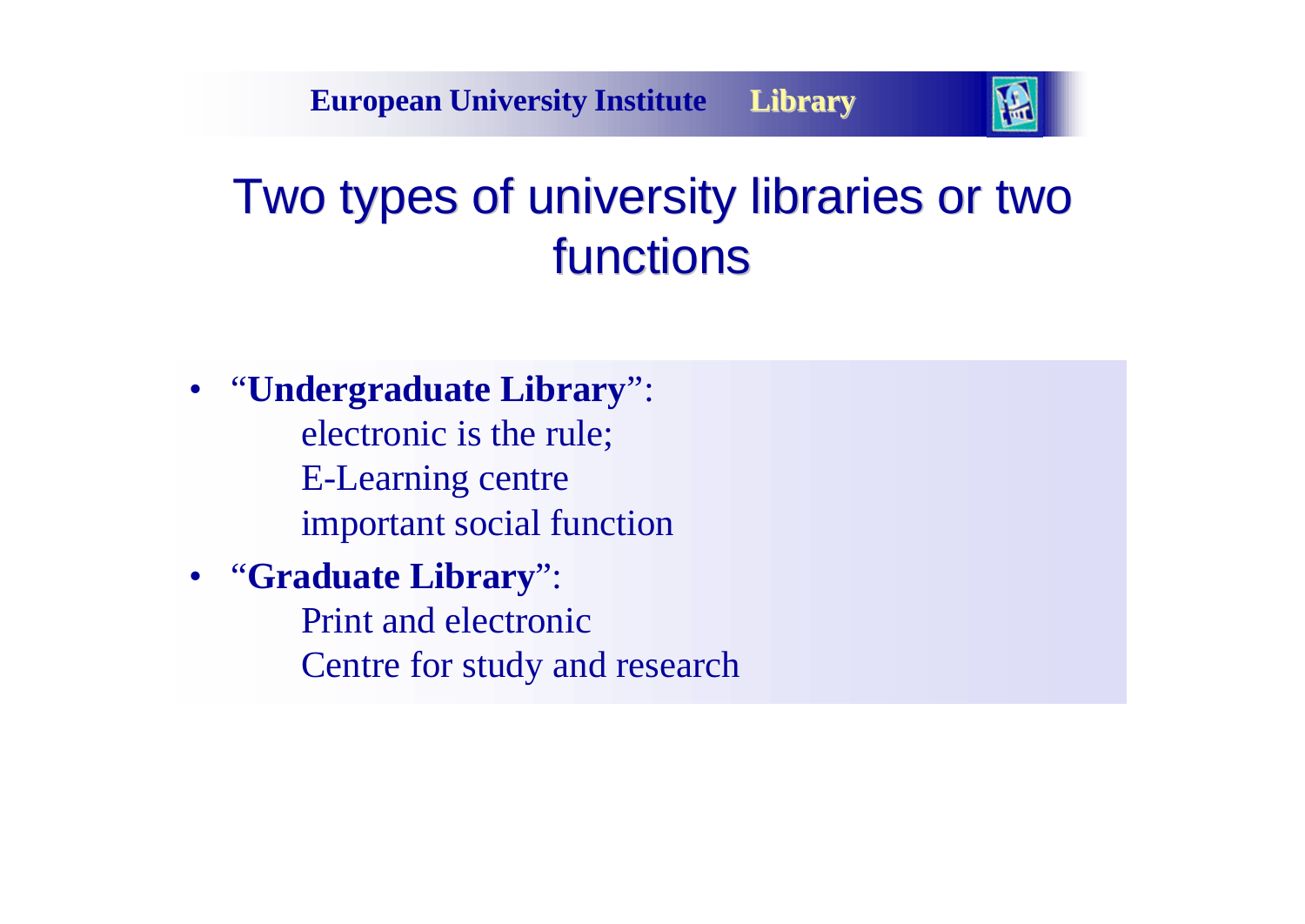# Two types of university libraries or two functions

- "**Undergraduate Library**":
  - electronic is the rule;
  - E-Learning centre
  - important social function
- "**Graduate Library**":
  - Print and electronic
  - Centre for study and research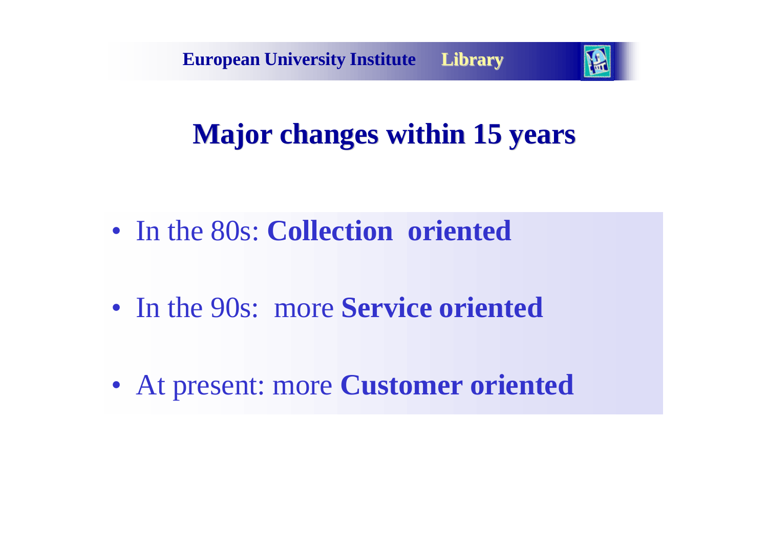# Major changes within 15 years

- In the 80s: **Collection oriented**
- In the 90s: more **Service oriented**
- At present: more **Customer oriented**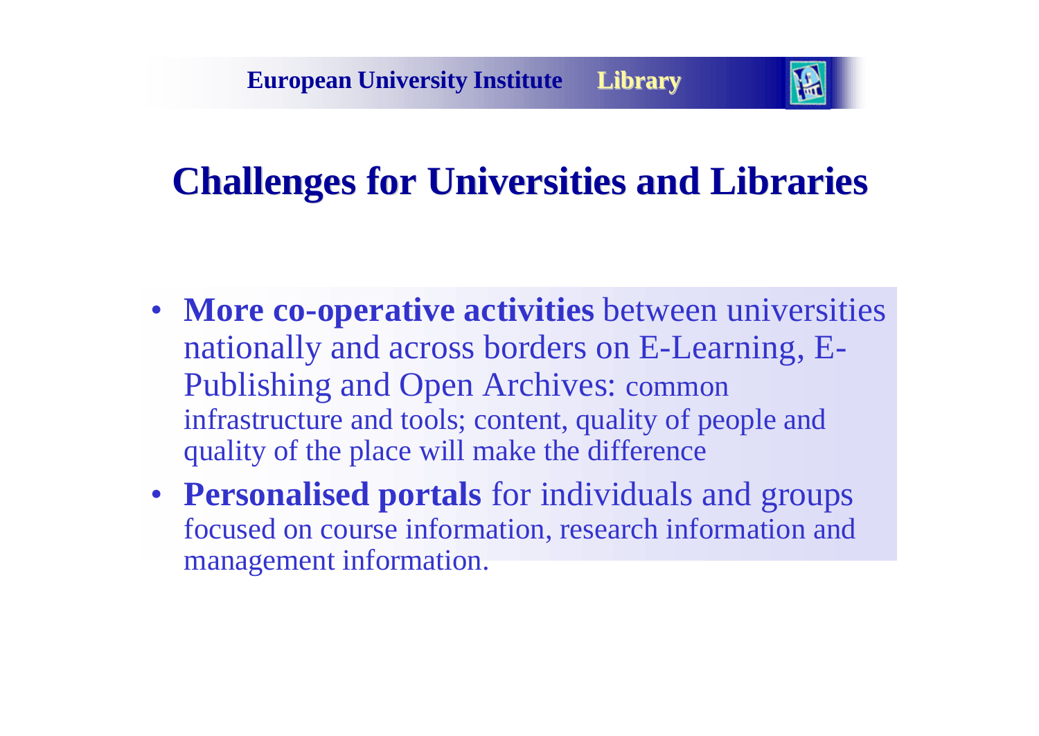## Challenges for Universities and Libraries

- **More co-operative activities** between universities nationally and across borders on E-Learning, E-Publishing and Open Archives: common infrastructure and tools; content, quality of people and quality of the place will make the difference
- **Personalised portals** for individuals and groups focused on course information, research information and management information.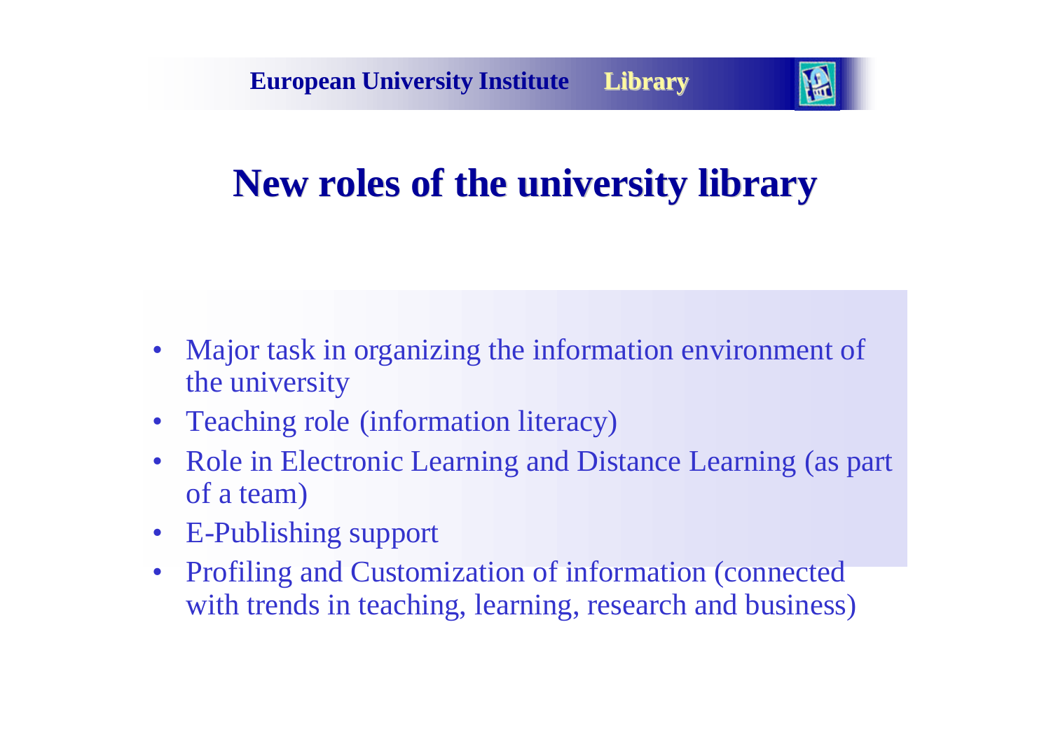# New roles of the university library

- Major task in organizing the information environment of the university
- Teaching role (information literacy)
- Role in Electronic Learning and Distance Learning (as part of a team)
- E-Publishing support
- Profiling and Customization of information (connected with trends in teaching, learning, research and business)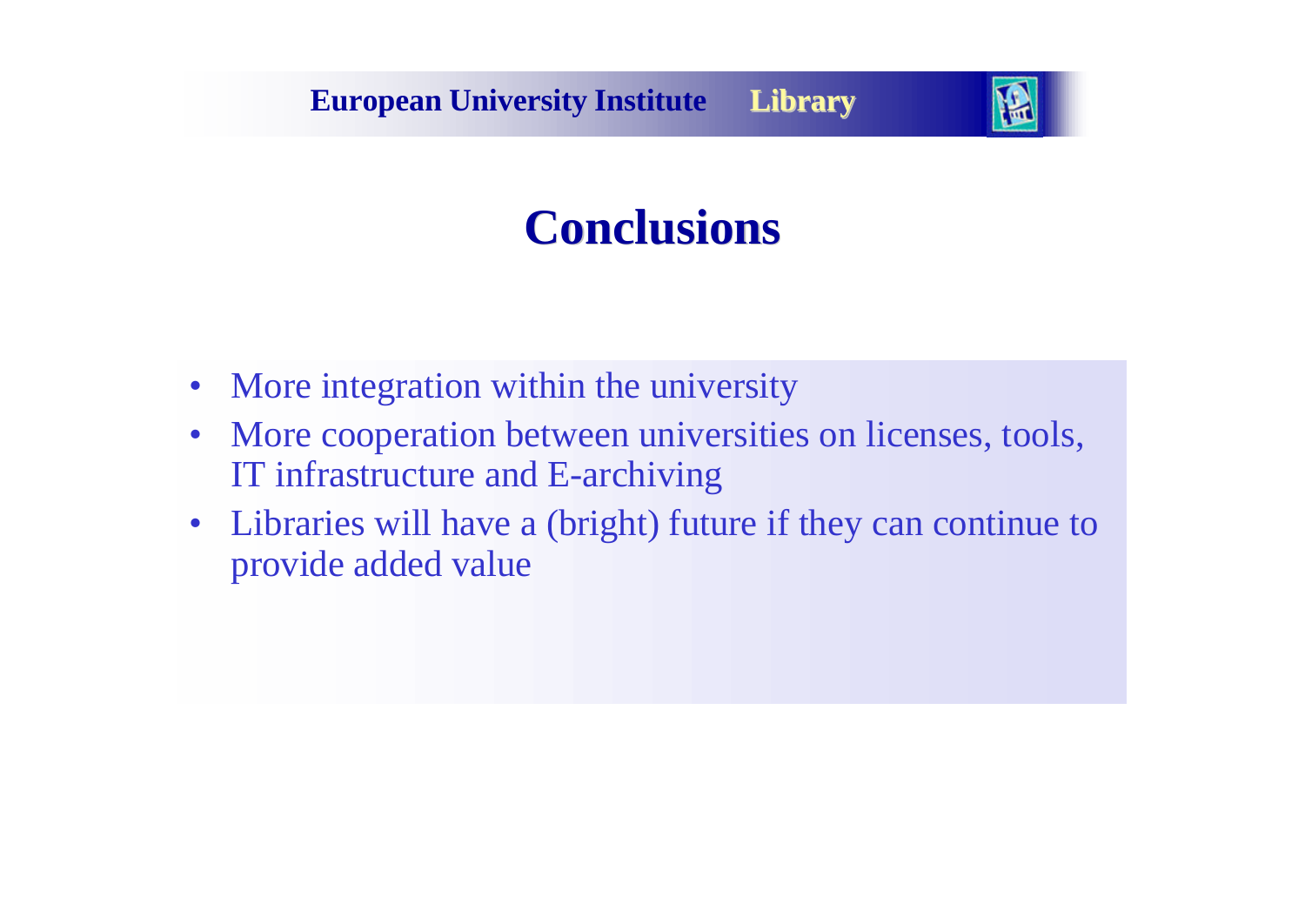# Conclusions

- More integration within the university
- More cooperation between universities on licenses, tools, IT infrastructure and E-archiving
- Libraries will have a (bright) future if they can continue to provide added value